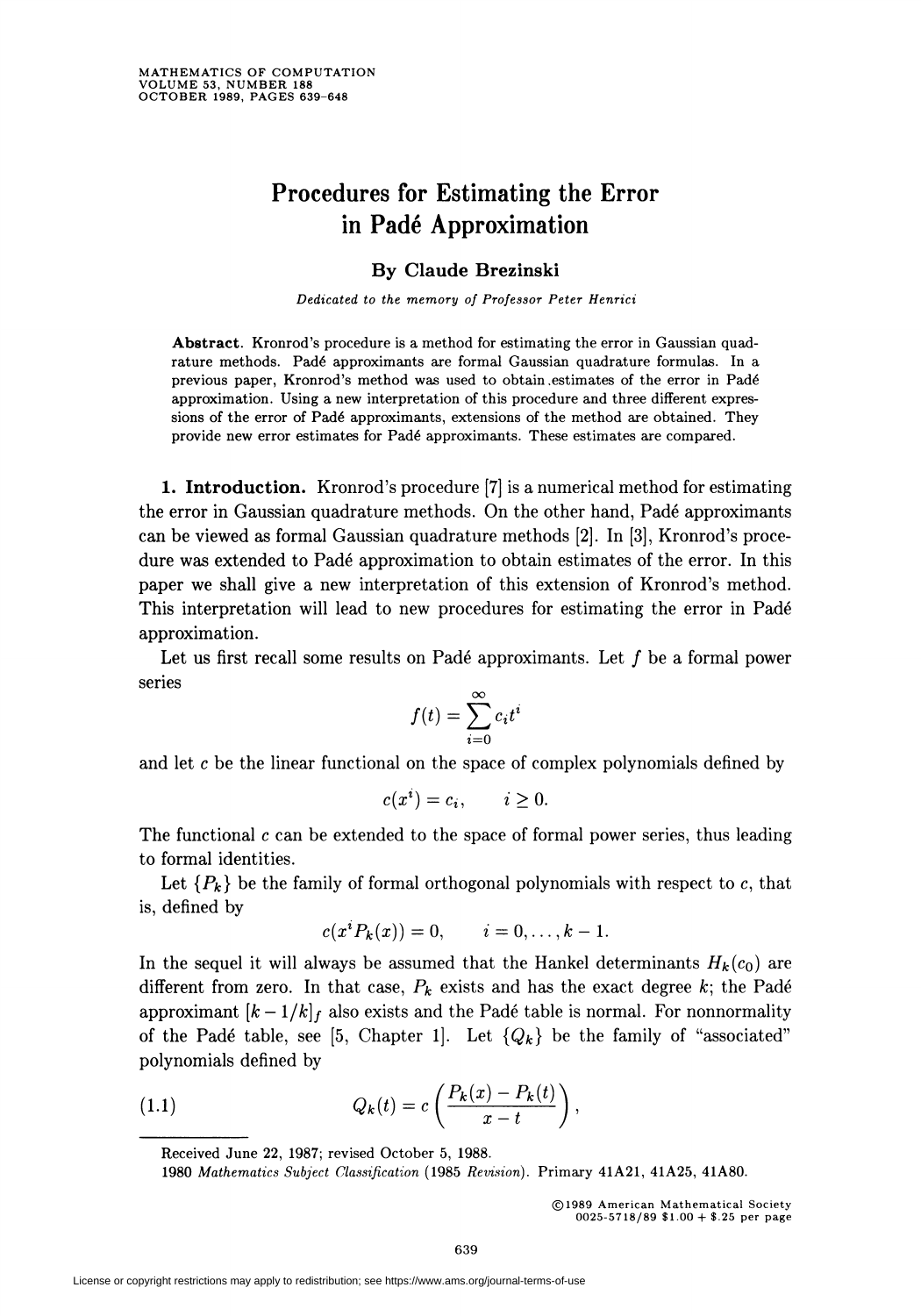# Procedures for Estimating the Error in Padé Approximation

## By Claude Brezinski

*Dedicated to the memory of Professor Peter Henrici*

**Abstract.** Kronrod's procedure is a method for estimating the error in Gaussian quadrature methods. Padé approximants are formal Gaussian quadrature formulas. In a previous paper, Kronrod's method was used to obtain estimates of the error in Padé approximation. Using a new interpretation of this procedure and three different expressions of the error of Padé approximants, extensions of the method are obtained. They provide new error estimates for Padé approximants. These estimates are compared.

**1. Introduction.** Kronrod's procedure [7] is a numerical method for estimating the error in Gaussian quadrature methods. On the other hand, Padé approximants can be viewed as formal Gaussian quadrature methods [2]. In [3], Kronrod's procedure was extended to Padé approximation to obtain estimates of the error. In this paper we shall give a new interpretation of this extension of Kronrod's method. This interpretation will lead to new procedures for estimating the error in Padé approximation.

Let us first recall some results on Padé approximants. Let $f$ be a formal power series

$$f(t) = \sum_{i=0}^{\infty} c_i t^i$$

and let $c$ be the linear functional on the space of complex polynomials defined by

$$c(x^i) = c_i, \qquad i \geq 0.$$

The functional $c$ can be extended to the space of formal power series, thus leading to formal identities.

Let $\{P_k\}$ be the family of formal orthogonal polynomials with respect to $c$, that is, defined by

$$c(x^i P_k(x)) = 0, \qquad i = 0, \ldots, k-1.$$

In the sequel it will always be assumed that the Hankel determinants $H_k(c_0)$ are different from zero. In that case, $P_k$ exists and has the exact degree $k$; the Padé approximant $[k-1/k]_f$ also exists and the Padé table is normal. For nonnormality of the Padé table, see [5, Chapter 1]. Let $\{Q_k\}$ be the family of "associated" polynomials defined by

$$Q_k(t) = c\left(\frac{P_k(x) - P_k(t)}{x - t}\right), \tag{1.1}$$

Received June 22, 1987; revised October 5, 1988.

1980 *Mathematics Subject Classification* (1985 *Revision*). Primary 41A21, 41A25, 41A80.

©1989 American Mathematical Society
0025-5718/89 \$1.00 + \$.25 per page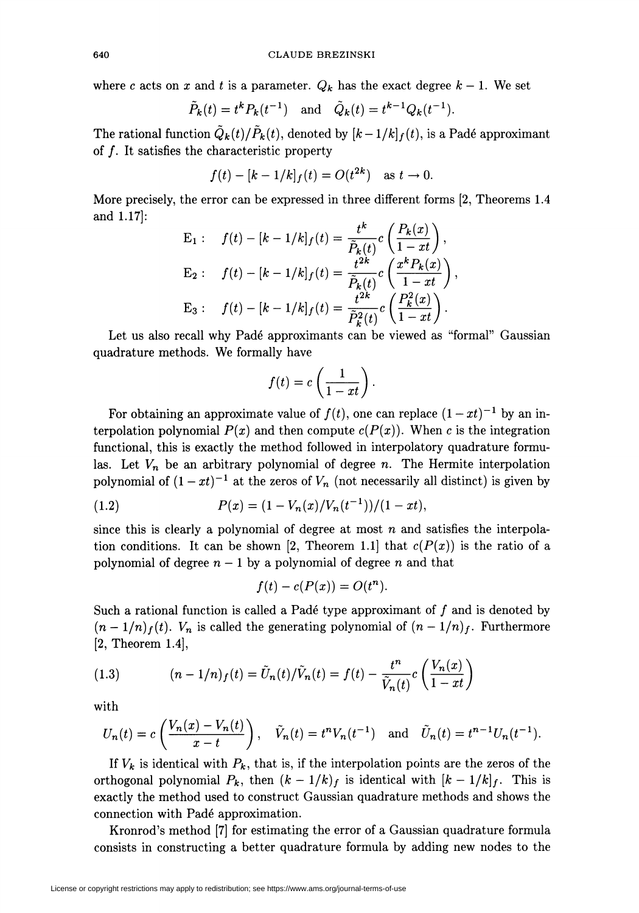where $c$ acts on $x$ and $t$ is a parameter. $Q_k$ has the exact degree $k-1$. We set

$$\tilde{P}_k(t) = t^k P_k(t^{-1}) \quad \text{and} \quad \tilde{Q}_k(t) = t^{k-1} Q_k(t^{-1}).$$

The rational function $\tilde{Q}_k(t)/\tilde{P}_k(t)$, denoted by $[k-1/k]_f(t)$, is a Padé approximant of $f$. It satisfies the characteristic property

$$f(t) - [k-1/k]_f(t) = O(t^{2k}) \quad \text{as } t \to 0.$$

More precisely, the error can be expressed in three different forms [2, Theorems 1.4 and 1.17]:

$$\text{E}_1: \quad f(t) - [k-1/k]_f(t) = \frac{t^k}{\tilde{P}_k(t)} c\left(\frac{P_k(x)}{1-xt}\right),$$

$$\text{E}_2: \quad f(t) - [k-1/k]_f(t) = \frac{t^{2k}}{\tilde{P}_k(t)} c\left(\frac{x^k P_k(x)}{1-xt}\right),$$

$$\text{E}_3: \quad f(t) - [k-1/k]_f(t) = \frac{t^{2k}}{\tilde{P}_k^2(t)} c\left(\frac{P_k^2(x)}{1-xt}\right).$$

Let us also recall why Padé approximants can be viewed as "formal" Gaussian quadrature methods. We formally have

$$f(t) = c\left(\frac{1}{1-xt}\right).$$

For obtaining an approximate value of $f(t)$, one can replace $(1-xt)^{-1}$ by an interpolation polynomial $P(x)$ and then compute $c(P(x))$. When $c$ is the integration functional, this is exactly the method followed in interpolatory quadrature formulas. Let $V_n$ be an arbitrary polynomial of degree $n$. The Hermite interpolation polynomial of $(1-xt)^{-1}$ at the zeros of $V_n$ (not necessarily all distinct) is given by

$$P(x) = (1 - V_n(x)/V_n(t^{-1}))/(1-xt), \tag{1.2}$$

since this is clearly a polynomial of degree at most $n$ and satisfies the interpolation conditions. It can be shown [2, Theorem 1.1] that $c(P(x))$ is the ratio of a polynomial of degree $n-1$ by a polynomial of degree $n$ and that

$$f(t) - c(P(x)) = O(t^n).$$

Such a rational function is called a Padé type approximant of $f$ and is denoted by $(n-1/n)_f(t)$. $V_n$ is called the generating polynomial of $(n-1/n)_f$. Furthermore [2, Theorem 1.4],

$$(n-1/n)_f(t) = \tilde{U}_n(t)/\tilde{V}_n(t) = f(t) - \frac{t^n}{\tilde{V}_n(t)} c\left(\frac{V_n(x)}{1-xt}\right) \tag{1.3}$$

with

$$U_n(t) = c\left(\frac{V_n(x) - V_n(t)}{x-t}\right), \quad \tilde{V}_n(t) = t^n V_n(t^{-1}) \quad \text{and} \quad \tilde{U}_n(t) = t^{n-1} U_n(t^{-1}).$$

If $V_k$ is identical with $P_k$, that is, if the interpolation points are the zeros of the orthogonal polynomial $P_k$, then $(k-1/k)_f$ is identical with $[k-1/k]_f$. This is exactly the method used to construct Gaussian quadrature methods and shows the connection with Padé approximation.

Kronrod's method [7] for estimating the error of a Gaussian quadrature formula consists in constructing a better quadrature formula by adding new nodes to the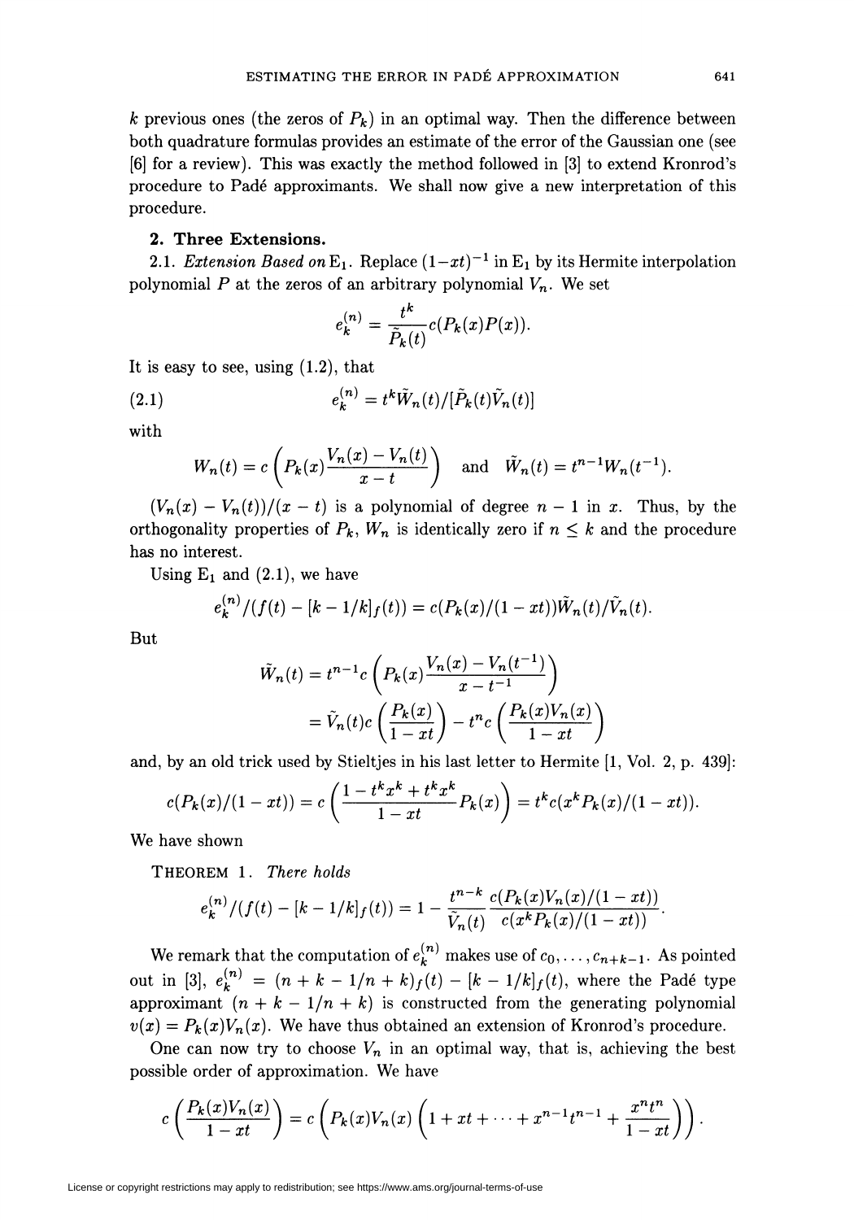$k$ previous ones (the zeros of $P_k$) in an optimal way. Then the difference between both quadrature formulas provides an estimate of the error of the Gaussian one (see [6] for a review). This was exactly the method followed in [3] to extend Kronrod's procedure to Padé approximants. We shall now give a new interpretation of this procedure.

## 2. Three Extensions.

2.1. *Extension Based on* $\mathrm{E}_1$. Replace $(1-xt)^{-1}$ in $\mathrm{E}_1$ by its Hermite interpolation polynomial $P$ at the zeros of an arbitrary polynomial $V_n$. We set

$$e_k^{(n)} = \frac{t^k}{\tilde{P}_k(t)} c(P_k(x)P(x)).$$

It is easy to see, using (1.2), that

$$e_k^{(n)} = t^k \tilde{W}_n(t)/[\tilde{P}_k(t)\tilde{V}_n(t)] \tag{2.1}$$

with

$$W_n(t) = c\left(P_k(x)\frac{V_n(x)-V_n(t)}{x-t}\right) \quad \text{and} \quad \tilde{W}_n(t) = t^{n-1}W_n(t^{-1}).$$

$(V_n(x) - V_n(t))/(x-t)$ is a polynomial of degree $n-1$ in $x$. Thus, by the orthogonality properties of $P_k$, $W_n$ is identically zero if $n \le k$ and the procedure has no interest.

Using $\mathrm{E}_1$ and (2.1), we have

$$e_k^{(n)}/(f(t) - [k-1/k]_f(t)) = c(P_k(x)/(1-xt))\tilde{W}_n(t)/\tilde{V}_n(t).$$

But

$$\begin{aligned}\tilde{W}_n(t) &= t^{n-1}c\left(P_k(x)\frac{V_n(x)-V_n(t^{-1})}{x-t^{-1}}\right)\\ &= \tilde{V}_n(t)c\left(\frac{P_k(x)}{1-xt}\right) - t^n c\left(\frac{P_k(x)V_n(x)}{1-xt}\right)\end{aligned}$$

and, by an old trick used by Stieltjes in his last letter to Hermite [1, Vol. 2, p. 439]:

$$c(P_k(x)/(1-xt)) = c\left(\frac{1-t^kx^k+t^kx^k}{1-xt}P_k(x)\right) = t^k c(x^kP_k(x)/(1-xt)).$$

We have shown

THEOREM 1. *There holds*

$$e_k^{(n)}/(f(t) - [k-1/k]_f(t)) = 1 - \frac{t^{n-k}}{\tilde{V}_n(t)}\frac{c(P_k(x)V_n(x)/(1-xt))}{c(x^kP_k(x)/(1-xt))}.$$

We remark that the computation of $e_k^{(n)}$ makes use of $c_0, \ldots, c_{n+k-1}$. As pointed out in [3], $e_k^{(n)} = (n+k-1/n+k)_f(t) - [k-1/k]_f(t)$, where the Padé type approximant $(n+k-1/n+k)$ is constructed from the generating polynomial $v(x) = P_k(x)V_n(x)$. We have thus obtained an extension of Kronrod's procedure.

One can now try to choose $V_n$ in an optimal way, that is, achieving the best possible order of approximation. We have

$$c\left(\frac{P_k(x)V_n(x)}{1-xt}\right) = c\left(P_k(x)V_n(x)\left(1+xt+\cdots+x^{n-1}t^{n-1}+\frac{x^nt^n}{1-xt}\right)\right).$$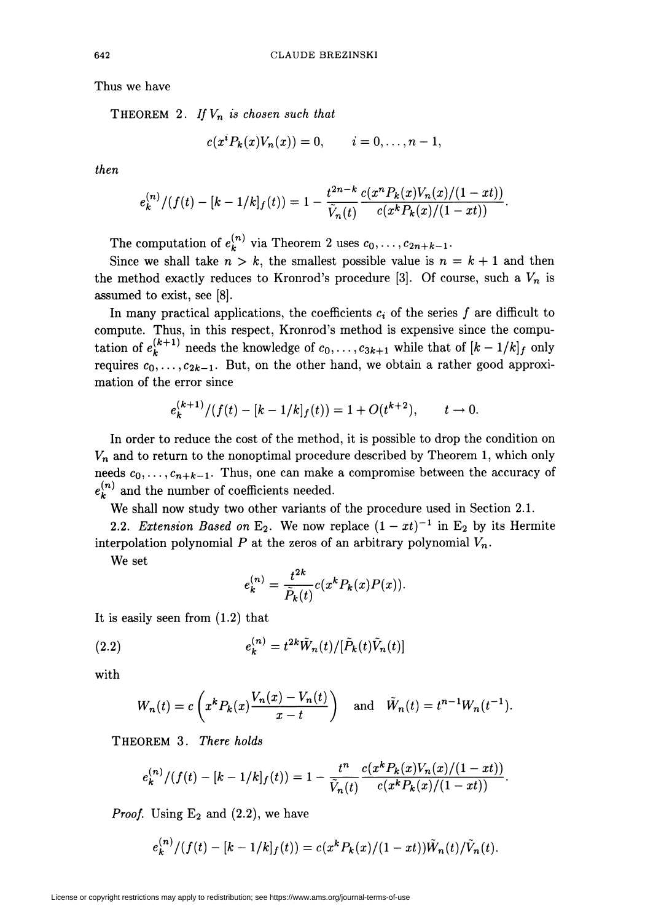Thus we have

THEOREM 2. *If $V_n$ is chosen such that*

$$c(x^i P_k(x) V_n(x)) = 0, \qquad i = 0, \ldots, n-1,$$

*then*

$$e_k^{(n)}/(f(t) - [k-1/k]_f(t)) = 1 - \frac{t^{2n-k}}{\tilde{V}_n(t)} \frac{c(x^n P_k(x) V_n(x)/(1-xt))}{c(x^k P_k(x)/(1-xt))}.$$

The computation of $e_k^{(n)}$ via Theorem 2 uses $c_0, \ldots, c_{2n+k-1}$.

Since we shall take $n > k$, the smallest possible value is $n = k+1$ and then the method exactly reduces to Kronrod's procedure [3]. Of course, such a $V_n$ is assumed to exist, see [8].

In many practical applications, the coefficients $c_i$ of the series $f$ are difficult to compute. Thus, in this respect, Kronrod's method is expensive since the computation of $e_k^{(k+1)}$ needs the knowledge of $c_0, \ldots, c_{3k+1}$ while that of $[k-1/k]_f$ only requires $c_0, \ldots, c_{2k-1}$. But, on the other hand, we obtain a rather good approximation of the error since

$$e_k^{(k+1)}/(f(t) - [k-1/k]_f(t)) = 1 + O(t^{k+2}), \qquad t \to 0.$$

In order to reduce the cost of the method, it is possible to drop the condition on $V_n$ and to return to the nonoptimal procedure described by Theorem 1, which only needs $c_0, \ldots, c_{n+k-1}$. Thus, one can make a compromise between the accuracy of $e_k^{(n)}$ and the number of coefficients needed.

We shall now study two other variants of the procedure used in Section 2.1.

2.2. *Extension Based on* $\mathrm{E}_2$. We now replace $(1-xt)^{-1}$ in $\mathrm{E}_2$ by its Hermite interpolation polynomial $P$ at the zeros of an arbitrary polynomial $V_n$.

We set

$$e_k^{(n)} = \frac{t^{2k}}{\tilde{P}_k(t)} c(x^k P_k(x) P(x)).$$

It is easily seen from (1.2) that

$$e_k^{(n)} = t^{2k} \tilde{W}_n(t)/[\tilde{P}_k(t) \tilde{V}_n(t)] \tag{2.2}$$

with

$$W_n(t) = c\left(x^k P_k(x) \frac{V_n(x) - V_n(t)}{x-t}\right) \quad \text{and} \quad \tilde{W}_n(t) = t^{n-1} W_n(t^{-1}).$$

THEOREM 3. *There holds*

$$e_k^{(n)}/(f(t) - [k-1/k]_f(t)) = 1 - \frac{t^n}{\tilde{V}_n(t)} \frac{c(x^k P_k(x) V_n(x)/(1-xt))}{c(x^k P_k(x)/(1-xt))}.$$

*Proof.* Using $\mathrm{E}_2$ and (2.2), we have

$$e_k^{(n)}/(f(t) - [k-1/k]_f(t)) = c(x^k P_k(x)/(1-xt)) \tilde{W}_n(t)/\tilde{V}_n(t).$$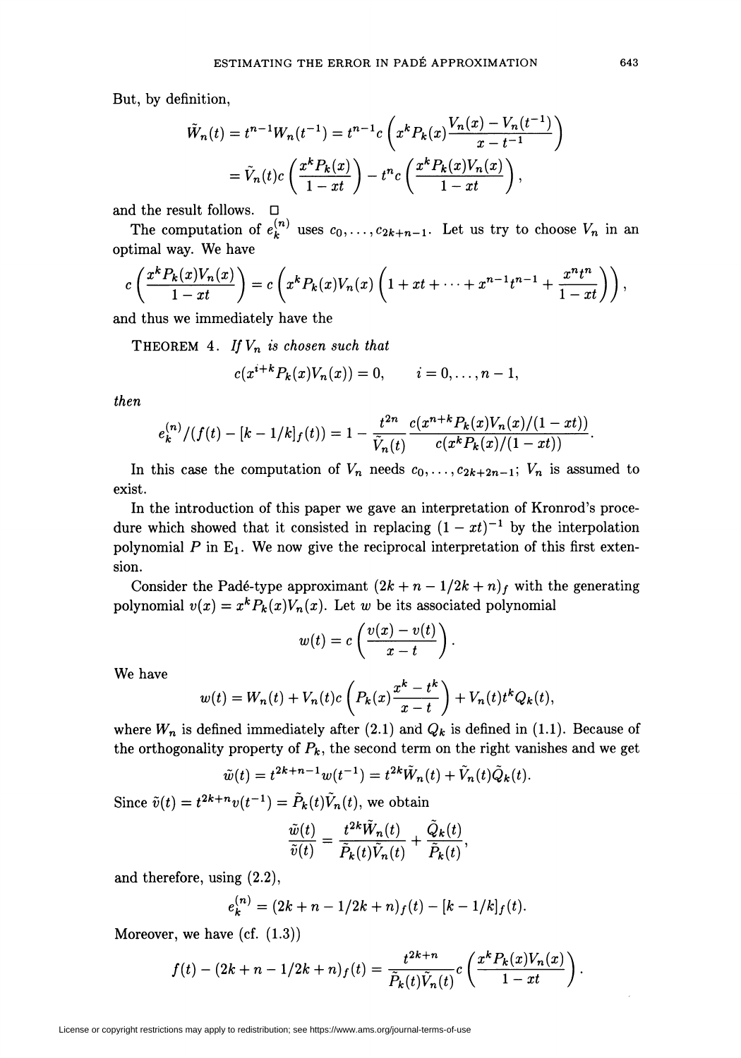But, by definition,

$$\tilde{W}_n(t) = t^{n-1}W_n(t^{-1}) = t^{n-1}c\left(x^k P_k(x)\frac{V_n(x) - V_n(t^{-1})}{x - t^{-1}}\right)$$
$$= \tilde{V}_n(t)c\left(\frac{x^k P_k(x)}{1 - xt}\right) - t^n c\left(\frac{x^k P_k(x) V_n(x)}{1 - xt}\right),$$

and the result follows. □

The computation of $e_k^{(n)}$ uses $c_0, \ldots, c_{2k+n-1}$. Let us try to choose $V_n$ in an optimal way. We have

$$c\left(\frac{x^k P_k(x) V_n(x)}{1 - xt}\right) = c\left(x^k P_k(x) V_n(x)\left(1 + xt + \cdots + x^{n-1}t^{n-1} + \frac{x^n t^n}{1 - xt}\right)\right),$$

and thus we immediately have the

THEOREM 4. *If $V_n$ is chosen such that*

$$c(x^{i+k}P_k(x)V_n(x)) = 0, \qquad i = 0, \ldots, n-1,$$

*then*

$$e_k^{(n)}/(f(t) - [k-1/k]_f(t)) = 1 - \frac{t^{2n}}{\tilde{V}_n(t)}\frac{c(x^{n+k}P_k(x)V_n(x)/(1 - xt))}{c(x^k P_k(x)/(1 - xt))}.$$

In this case the computation of $V_n$ needs $c_0, \ldots, c_{2k+2n-1}$; $V_n$ is assumed to exist.

In the introduction of this paper we gave an interpretation of Kronrod's procedure which showed that it consisted in replacing $(1 - xt)^{-1}$ by the interpolation polynomial $P$ in $\text{E}_1$. We now give the reciprocal interpretation of this first extension.

Consider the Padé-type approximant $(2k + n - 1/2k + n)_f$ with the generating polynomial $v(x) = x^k P_k(x) V_n(x)$. Let $w$ be its associated polynomial

$$w(t) = c\left(\frac{v(x) - v(t)}{x - t}\right).$$

We have

$$w(t) = W_n(t) + V_n(t)c\left(P_k(x)\frac{x^k - t^k}{x - t}\right) + V_n(t)t^k Q_k(t),$$

where $W_n$ is defined immediately after (2.1) and $Q_k$ is defined in (1.1). Because of the orthogonality property of $P_k$, the second term on the right vanishes and we get

$$\tilde{w}(t) = t^{2k+n-1}w(t^{-1}) = t^{2k}\tilde{W}_n(t) + \tilde{V}_n(t)\tilde{Q}_k(t).$$

Since $\tilde{v}(t) = t^{2k+n}v(t^{-1}) = \tilde{P}_k(t)\tilde{V}_n(t)$, we obtain

$$\frac{\tilde{w}(t)}{\tilde{v}(t)} = \frac{t^{2k}\tilde{W}_n(t)}{\tilde{P}_k(t)\tilde{V}_n(t)} + \frac{\tilde{Q}_k(t)}{\tilde{P}_k(t)},$$

and therefore, using (2.2),

$$e_k^{(n)} = (2k + n - 1/2k + n)_f(t) - [k - 1/k]_f(t).$$

Moreover, we have (cf. (1.3))

$$f(t) - (2k + n - 1/2k + n)_f(t) = \frac{t^{2k+n}}{\tilde{P}_k(t)\tilde{V}_n(t)}c\left(\frac{x^k P_k(x) V_n(x)}{1 - xt}\right).$$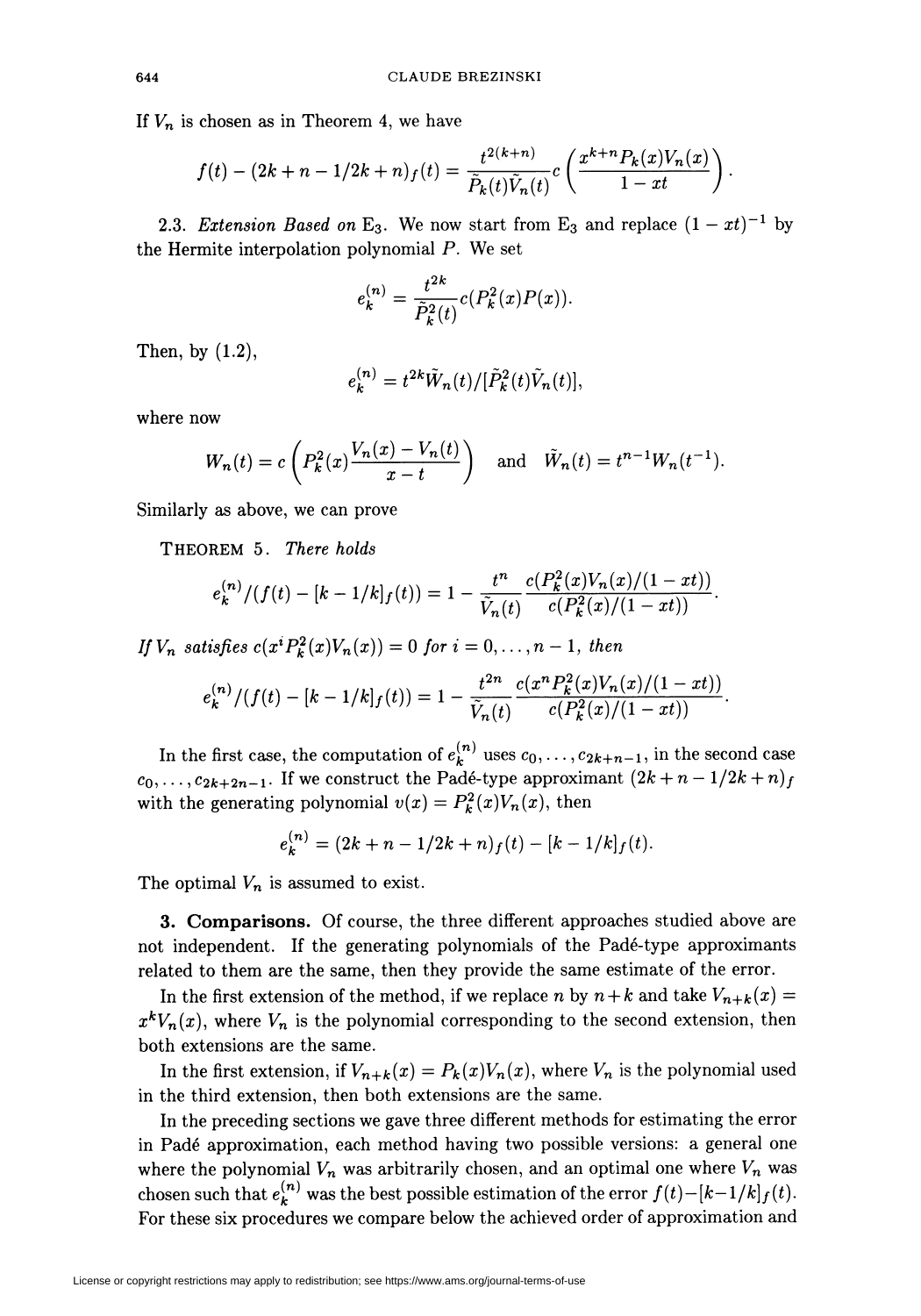If $V_n$ is chosen as in Theorem 4, we have

$$f(t) - (2k+n-1/2k+n)_f(t) = \frac{t^{2(k+n)}}{\tilde{P}_k(t)\tilde{V}_n(t)} c\left(\frac{x^{k+n}P_k(x)V_n(x)}{1-xt}\right).$$

2.3. *Extension Based on* $\mathrm{E}_3$. We now start from $\mathrm{E}_3$ and replace $(1-xt)^{-1}$ by the Hermite interpolation polynomial $P$. We set

$$e_k^{(n)} = \frac{t^{2k}}{\tilde{P}_k^2(t)} c(P_k^2(x)P(x)).$$

Then, by (1.2),

$$e_k^{(n)} = t^{2k}\tilde{W}_n(t)/[\tilde{P}_k^2(t)\tilde{V}_n(t)],$$

where now

$$W_n(t) = c\left(P_k^2(x)\frac{V_n(x)-V_n(t)}{x-t}\right) \quad \text{and} \quad \tilde{W}_n(t) = t^{n-1}W_n(t^{-1}).$$

Similarly as above, we can prove

THEOREM 5. *There holds*

$$e_k^{(n)}/(f(t) - [k-1/k]_f(t)) = 1 - \frac{t^n}{\tilde{V}_n(t)} \frac{c(P_k^2(x)V_n(x)/(1-xt))}{c(P_k^2(x)/(1-xt))}.$$

*If* $V_n$ *satisfies* $c(x^iP_k^2(x)V_n(x)) = 0$ *for* $i = 0, \ldots, n-1$, *then*

$$e_k^{(n)}/(f(t) - [k-1/k]_f(t)) = 1 - \frac{t^{2n}}{\tilde{V}_n(t)} \frac{c(x^nP_k^2(x)V_n(x)/(1-xt))}{c(P_k^2(x)/(1-xt))}.$$

In the first case, the computation of $e_k^{(n)}$ uses $c_0, \ldots, c_{2k+n-1}$, in the second case $c_0, \ldots, c_{2k+2n-1}$. If we construct the Padé-type approximant $(2k+n-1/2k+n)_f$ with the generating polynomial $v(x) = P_k^2(x)V_n(x)$, then

$$e_k^{(n)} = (2k+n-1/2k+n)_f(t) - [k-1/k]_f(t).$$

The optimal $V_n$ is assumed to exist.

**3. Comparisons.** Of course, the three different approaches studied above are not independent. If the generating polynomials of the Padé-type approximants related to them are the same, then they provide the same estimate of the error.

In the first extension of the method, if we replace $n$ by $n+k$ and take $V_{n+k}(x) = x^kV_n(x)$, where $V_n$ is the polynomial corresponding to the second extension, then both extensions are the same.

In the first extension, if $V_{n+k}(x) = P_k(x)V_n(x)$, where $V_n$ is the polynomial used in the third extension, then both extensions are the same.

In the preceding sections we gave three different methods for estimating the error in Padé approximation, each method having two possible versions: a general one where the polynomial $V_n$ was arbitrarily chosen, and an optimal one where $V_n$ was chosen such that $e_k^{(n)}$ was the best possible estimation of the error $f(t)-[k-1/k]_f(t)$. For these six procedures we compare below the achieved order of approximation and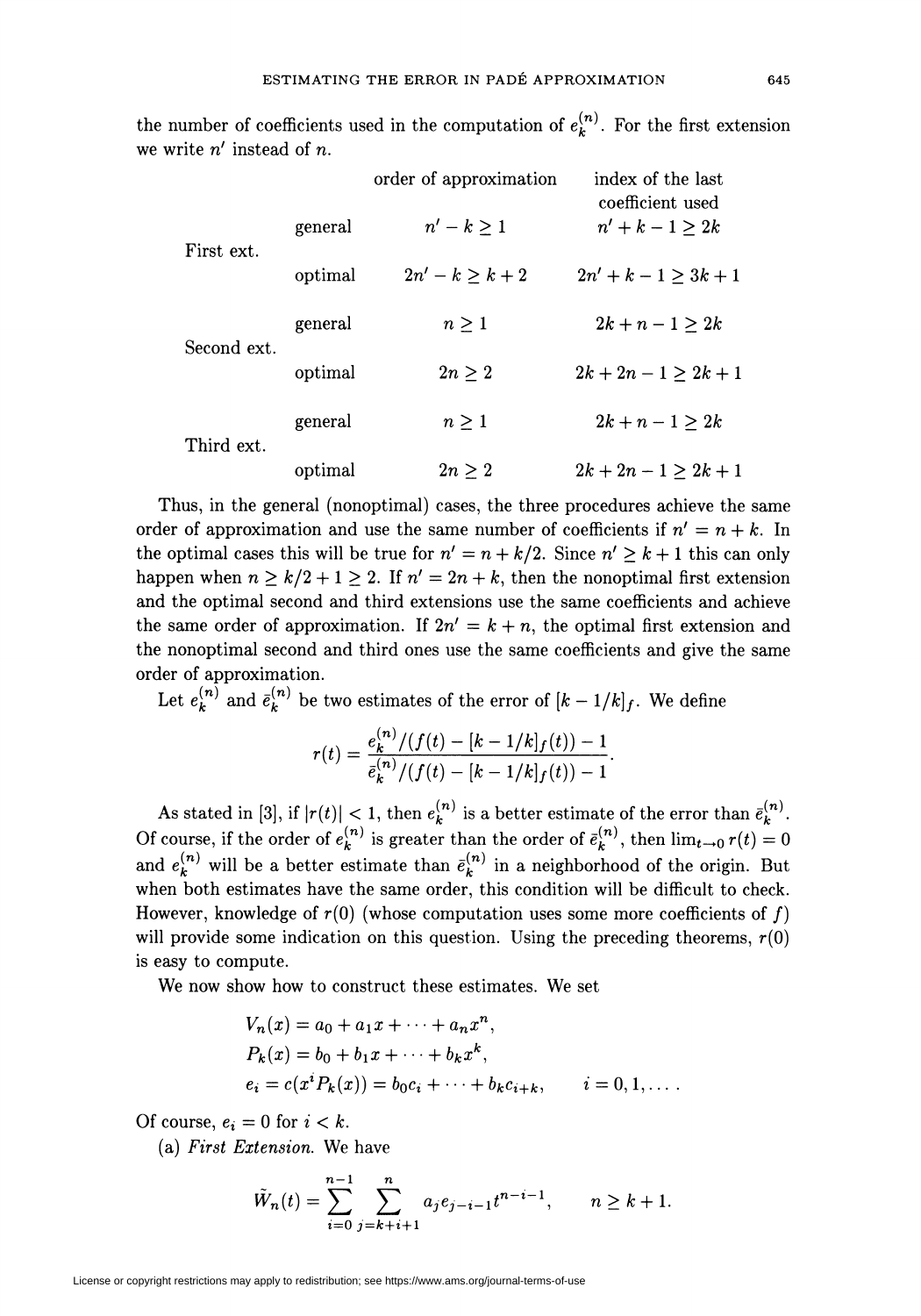the number of coefficients used in the computation of $e_k^{(n)}$. For the first extension we write $n'$ instead of $n$.

| | | order of approximation | index of the last coefficient used |
|---|---|---|---|
| First ext. | general | $n' - k \geq 1$ | $n' + k - 1 \geq 2k$ |
| | optimal | $2n' - k \geq k + 2$ | $2n' + k - 1 \geq 3k + 1$ |
| Second ext. | general | $n \geq 1$ | $2k + n - 1 \geq 2k$ |
| | optimal | $2n \geq 2$ | $2k + 2n - 1 \geq 2k + 1$ |
| Third ext. | general | $n \geq 1$ | $2k + n - 1 \geq 2k$ |
| | optimal | $2n \geq 2$ | $2k + 2n - 1 \geq 2k + 1$ |

Thus, in the general (nonoptimal) cases, the three procedures achieve the same order of approximation and use the same number of coefficients if $n' = n + k$. In the optimal cases this will be true for $n' = n + k/2$. Since $n' \geq k + 1$ this can only happen when $n \geq k/2 + 1 \geq 2$. If $n' = 2n + k$, then the nonoptimal first extension and the optimal second and third extensions use the same coefficients and achieve the same order of approximation. If $2n' = k + n$, the optimal first extension and the nonoptimal second and third ones use the same coefficients and give the same order of approximation.

Let $e_k^{(n)}$ and $\bar{e}_k^{(n)}$ be two estimates of the error of $[k-1/k]_f$. We define

$$r(t) = \frac{e_k^{(n)}/(f(t) - [k-1/k]_f(t)) - 1}{\bar{e}_k^{(n)}/(f(t) - [k-1/k]_f(t)) - 1}.$$

As stated in [3], if $|r(t)| < 1$, then $e_k^{(n)}$ is a better estimate of the error than $\bar{e}_k^{(n)}$. Of course, if the order of $e_k^{(n)}$ is greater than the order of $\bar{e}_k^{(n)}$, then $\lim_{t \to 0} r(t) = 0$ and $e_k^{(n)}$ will be a better estimate than $\bar{e}_k^{(n)}$ in a neighborhood of the origin. But when both estimates have the same order, this condition will be difficult to check. However, knowledge of $r(0)$ (whose computation uses some more coefficients of $f$) will provide some indication on this question. Using the preceding theorems, $r(0)$ is easy to compute.

We now show how to construct these estimates. We set

$$\begin{aligned}
V_n(x) &= a_0 + a_1 x + \cdots + a_n x^n, \\
P_k(x) &= b_0 + b_1 x + \cdots + b_k x^k, \\
e_i &= c(x^i P_k(x)) = b_0 c_i + \cdots + b_k c_{i+k}, \qquad i = 0, 1, \ldots .
\end{aligned}$$

Of course, $e_i = 0$ for $i < k$.

(a) *First Extension.* We have

$$\tilde{W}_n(t) = \sum_{i=0}^{n-1} \sum_{j=k+i+1}^{n} a_j e_{j-i-1} t^{n-i-1}, \qquad n \geq k + 1.$$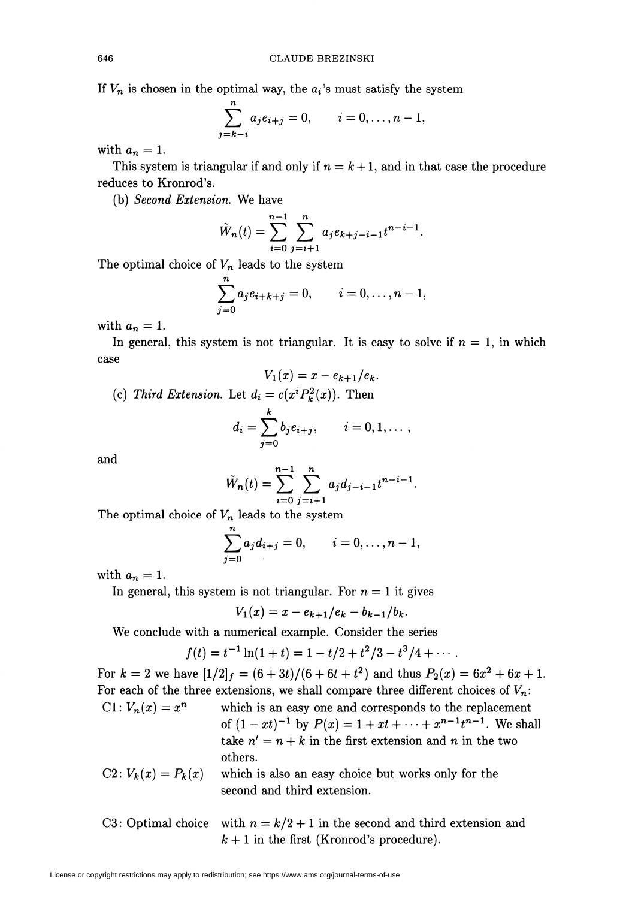If $V_n$ is chosen in the optimal way, the $a_i$'s must satisfy the system

$$\sum_{j=k-i}^{n} a_j e_{i+j} = 0, \qquad i = 0, \ldots, n-1,$$

with $a_n = 1$.

This system is triangular if and only if $n = k+1$, and in that case the procedure reduces to Kronrod's.

(b) *Second Extension.* We have

$$\tilde{W}_n(t) = \sum_{i=0}^{n-1} \sum_{j=i+1}^{n} a_j e_{k+j-i-1} t^{n-i-1}.$$

The optimal choice of $V_n$ leads to the system

$$\sum_{j=0}^{n} a_j e_{i+k+j} = 0, \qquad i = 0, \ldots, n-1,$$

with $a_n = 1$.

In general, this system is not triangular. It is easy to solve if $n = 1$, in which case

$$V_1(x) = x - e_{k+1}/e_k.$$

(c) *Third Extension.* Let $d_i = c(x^i P_k^2(x))$. Then

$$d_i = \sum_{j=0}^{k} b_j e_{i+j}, \qquad i = 0, 1, \ldots,$$

and

$$\tilde{W}_n(t) = \sum_{i=0}^{n-1} \sum_{j=i+1}^{n} a_j d_{j-i-1} t^{n-i-1}.$$

The optimal choice of $V_n$ leads to the system

$$\sum_{j=0}^{n} a_j d_{i+j} = 0, \qquad i = 0, \ldots, n-1,$$

with $a_n = 1$.

In general, this system is not triangular. For $n = 1$ it gives

$$V_1(x) = x - e_{k+1}/e_k - b_{k-1}/b_k.$$

We conclude with a numerical example. Consider the series

$$f(t) = t^{-1} \ln(1+t) = 1 - t/2 + t^2/3 - t^3/4 + \cdots.$$

For $k = 2$ we have $[1/2]_f = (6+3t)/(6+6t+t^2)$ and thus $P_2(x) = 6x^2 + 6x + 1$. For each of the three extensions, we shall compare three different choices of $V_n$:

C1: $V_n(x) = x^n$ which is an easy one and corresponds to the replacement of $(1-xt)^{-1}$ by $P(x) = 1 + xt + \cdots + x^{n-1}t^{n-1}$. We shall take $n' = n + k$ in the first extension and $n$ in the two others.

C2: $V_k(x) = P_k(x)$ which is also an easy choice but works only for the second and third extension.

C3: Optimal choice with $n = k/2 + 1$ in the second and third extension and $k + 1$ in the first (Kronrod's procedure).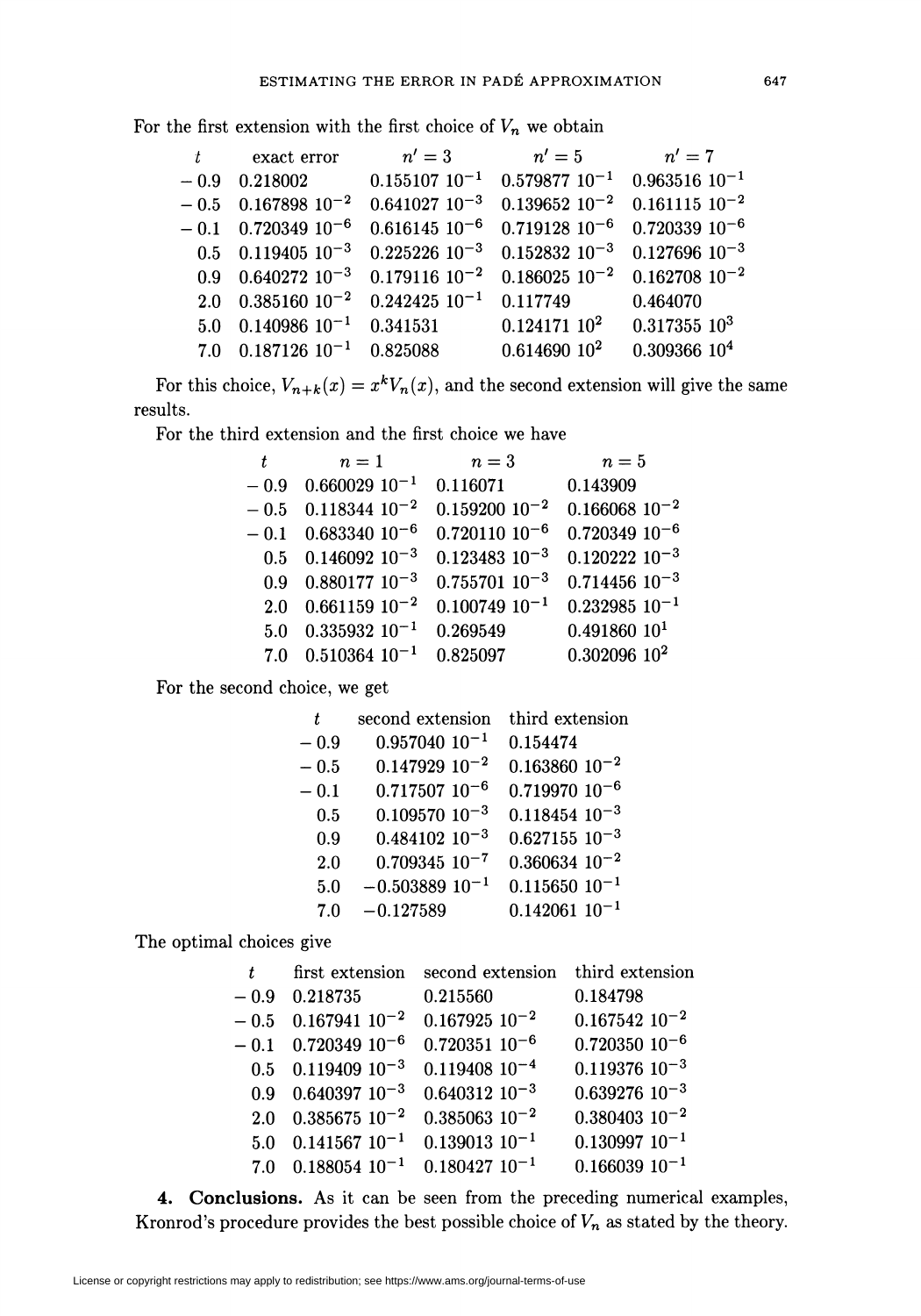For the first extension with the first choice of $V_n$ we obtain

| $t$ | exact error | $n' = 3$ | $n' = 5$ | $n' = 7$ |
|---|---|---|---|---|
| $-0.9$ | $0.218002$ | $0.155107\ 10^{-1}$ | $0.579877\ 10^{-1}$ | $0.963516\ 10^{-1}$ |
| $-0.5$ | $0.167898\ 10^{-2}$ | $0.641027\ 10^{-3}$ | $0.139652\ 10^{-2}$ | $0.161115\ 10^{-2}$ |
| $-0.1$ | $0.720349\ 10^{-6}$ | $0.616145\ 10^{-6}$ | $0.719128\ 10^{-6}$ | $0.720339\ 10^{-6}$ |
| $0.5$ | $0.119405\ 10^{-3}$ | $0.225226\ 10^{-3}$ | $0.152832\ 10^{-3}$ | $0.127696\ 10^{-3}$ |
| $0.9$ | $0.640272\ 10^{-3}$ | $0.179116\ 10^{-2}$ | $0.186025\ 10^{-2}$ | $0.162708\ 10^{-2}$ |
| $2.0$ | $0.385160\ 10^{-2}$ | $0.242425\ 10^{-1}$ | $0.117749$ | $0.464070$ |
| $5.0$ | $0.140986\ 10^{-1}$ | $0.341531$ | $0.124171\ 10^{2}$ | $0.317355\ 10^{3}$ |
| $7.0$ | $0.187126\ 10^{-1}$ | $0.825088$ | $0.614690\ 10^{2}$ | $0.309366\ 10^{4}$ |

For this choice, $V_{n+k}(x) = x^k V_n(x)$, and the second extension will give the same results.

For the third extension and the first choice we have

| $t$ | $n = 1$ | $n = 3$ | $n = 5$ |
|---|---|---|---|
| $-0.9$ | $0.660029\ 10^{-1}$ | $0.116071$ | $0.143909$ |
| $-0.5$ | $0.118344\ 10^{-2}$ | $0.159200\ 10^{-2}$ | $0.166068\ 10^{-2}$ |
| $-0.1$ | $0.683340\ 10^{-6}$ | $0.720110\ 10^{-6}$ | $0.720349\ 10^{-6}$ |
| $0.5$ | $0.146092\ 10^{-3}$ | $0.123483\ 10^{-3}$ | $0.120222\ 10^{-3}$ |
| $0.9$ | $0.880177\ 10^{-3}$ | $0.755701\ 10^{-3}$ | $0.714456\ 10^{-3}$ |
| $2.0$ | $0.661159\ 10^{-2}$ | $0.100749\ 10^{-1}$ | $0.232985\ 10^{-1}$ |
| $5.0$ | $0.335932\ 10^{-1}$ | $0.269549$ | $0.491860\ 10^{1}$ |
| $7.0$ | $0.510364\ 10^{-1}$ | $0.825097$ | $0.302096\ 10^{2}$ |

For the second choice, we get

| $t$ | second extension | third extension |
|---|---|---|
| $-0.9$ | $0.957040\ 10^{-1}$ | $0.154474$ |
| $-0.5$ | $0.147929\ 10^{-2}$ | $0.163860\ 10^{-2}$ |
| $-0.1$ | $0.717507\ 10^{-6}$ | $0.719970\ 10^{-6}$ |
| $0.5$ | $0.109570\ 10^{-3}$ | $0.118454\ 10^{-3}$ |
| $0.9$ | $0.484102\ 10^{-3}$ | $0.627155\ 10^{-3}$ |
| $2.0$ | $0.709345\ 10^{-7}$ | $0.360634\ 10^{-2}$ |
| $5.0$ | $-0.503889\ 10^{-1}$ | $0.115650\ 10^{-1}$ |
| $7.0$ | $-0.127589$ | $0.142061\ 10^{-1}$ |

The optimal choices give

| $t$ | first extension | second extension | third extension |
|---|---|---|---|
| $-0.9$ | $0.218735$ | $0.215560$ | $0.184798$ |
| $-0.5$ | $0.167941\ 10^{-2}$ | $0.167925\ 10^{-2}$ | $0.167542\ 10^{-2}$ |
| $-0.1$ | $0.720349\ 10^{-6}$ | $0.720351\ 10^{-6}$ | $0.720350\ 10^{-6}$ |
| $0.5$ | $0.119409\ 10^{-3}$ | $0.119408\ 10^{-4}$ | $0.119376\ 10^{-3}$ |
| $0.9$ | $0.640397\ 10^{-3}$ | $0.640312\ 10^{-3}$ | $0.639276\ 10^{-3}$ |
| $2.0$ | $0.385675\ 10^{-2}$ | $0.385063\ 10^{-2}$ | $0.380403\ 10^{-2}$ |
| $5.0$ | $0.141567\ 10^{-1}$ | $0.139013\ 10^{-1}$ | $0.130997\ 10^{-1}$ |
| $7.0$ | $0.188054\ 10^{-1}$ | $0.180427\ 10^{-1}$ | $0.166039\ 10^{-1}$ |

**4. Conclusions.** As it can be seen from the preceding numerical examples, Kronrod's procedure provides the best possible choice of $V_n$ as stated by the theory.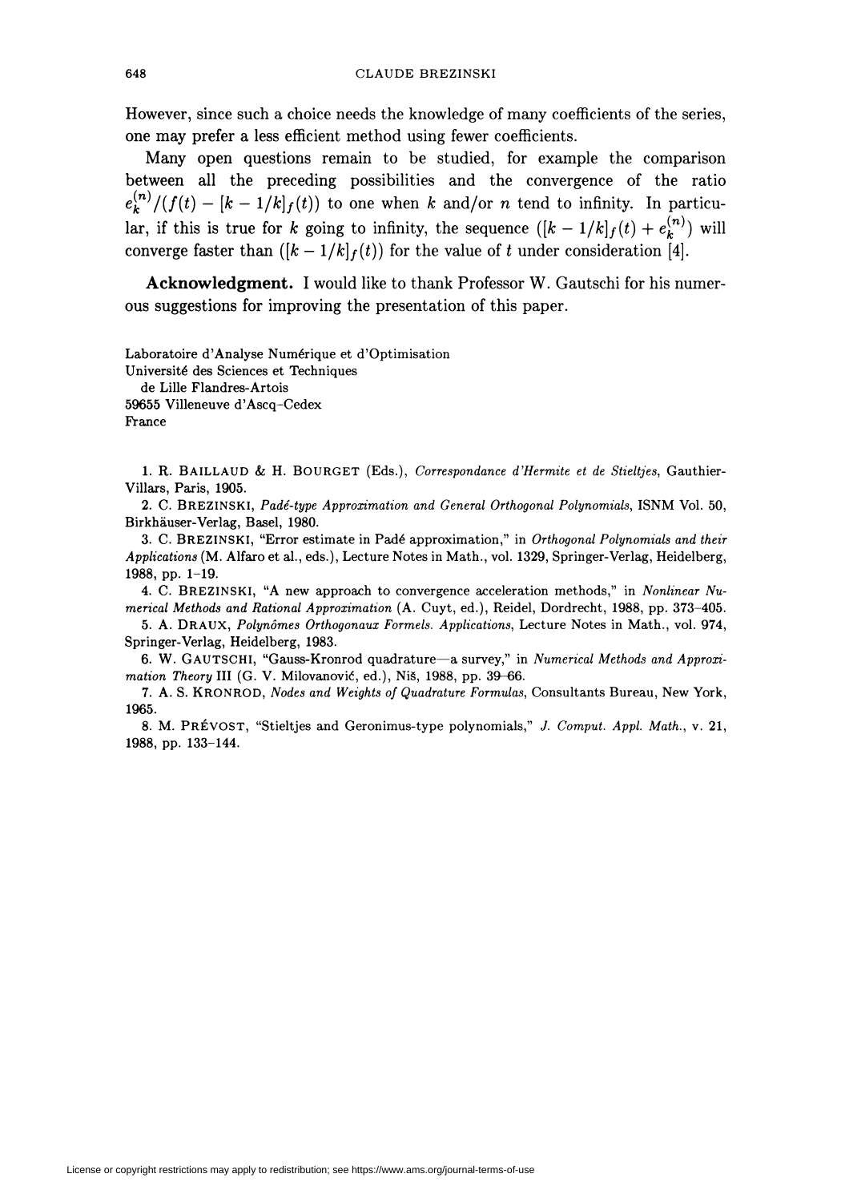However, since such a choice needs the knowledge of many coefficients of the series, one may prefer a less efficient method using fewer coefficients.

Many open questions remain to be studied, for example the comparison between all the preceding possibilities and the convergence of the ratio $e_k^{(n)}/(f(t) - [k-1/k]_f(t))$ to one when $k$ and/or $n$ tend to infinity. In particular, if this is true for $k$ going to infinity, the sequence $([k-1/k]_f(t) + e_k^{(n)})$ will converge faster than $([k-1/k]_f(t))$ for the value of $t$ under consideration [4].

**Acknowledgment.** I would like to thank Professor W. Gautschi for his numerous suggestions for improving the presentation of this paper.

Laboratoire d'Analyse Numérique et d'Optimisation
Université des Sciences et Techniques
de Lille Flandres-Artois
59655 Villeneuve d'Ascq-Cedex
France

1. R. BAILLAUD & H. BOURGET (Eds.), *Correspondance d'Hermite et de Stieltjes*, Gauthier-Villars, Paris, 1905.

2. C. BREZINSKI, *Padé-type Approximation and General Orthogonal Polynomials*, ISNM Vol. 50, Birkhäuser-Verlag, Basel, 1980.

3. C. BREZINSKI, "Error estimate in Padé approximation," in *Orthogonal Polynomials and their Applications* (M. Alfaro et al., eds.), Lecture Notes in Math., vol. 1329, Springer-Verlag, Heidelberg, 1988, pp. 1–19.

4. C. BREZINSKI, "A new approach to convergence acceleration methods," in *Nonlinear Numerical Methods and Rational Approximation* (A. Cuyt, ed.), Reidel, Dordrecht, 1988, pp. 373–405.

5. A. DRAUX, *Polynômes Orthogonaux Formels. Applications*, Lecture Notes in Math., vol. 974, Springer-Verlag, Heidelberg, 1983.

6. W. GAUTSCHI, "Gauss-Kronrod quadrature—a survey," in *Numerical Methods and Approximation Theory* III (G. V. Milovanović, ed.), Niš, 1988, pp. 39–66.

7. A. S. KRONROD, *Nodes and Weights of Quadrature Formulas*, Consultants Bureau, New York, 1965.

8. M. PRÉVOST, "Stieltjes and Geronimus-type polynomials," *J. Comput. Appl. Math.*, v. 21, 1988, pp. 133–144.